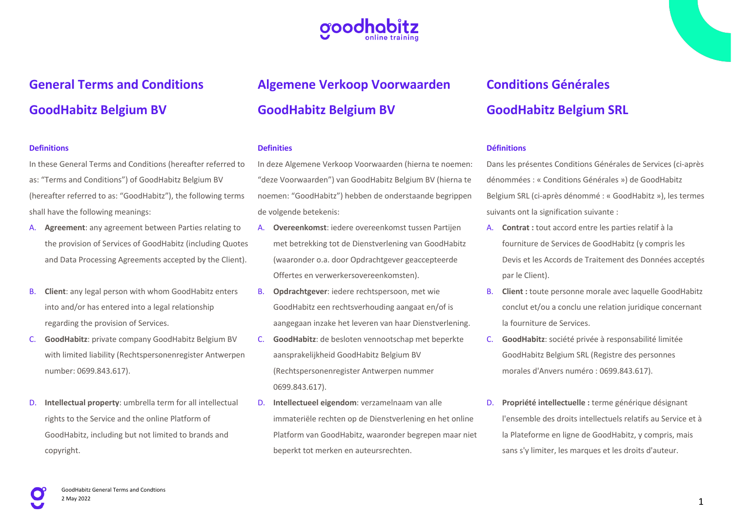# General Terms and Conditions

# GoodHabitz Belgium BV

### Definitions

In these General Terms and Conditions (hereafter referred to as: “Terms and Conditions”) of GoodHabitz Belgium BV (hereafter referred to as: “GoodHabitz”), the following terms shall have the following meanings:

A. **Agreement**: any agreement between Parties relating to the provision of Services of GoodHabitz (including Quotes and Data Processing Agreements accepted by the Client).

B. **Client**: any legal person with whom GoodHabitz enters into and/or has entered into a legal relationship regarding the provision of Services.

C. **GoodHabitz**: private company GoodHabitz Belgium BV with limited liability (Rechtspersonenregister Antwerpen number: 0699.843.617).

D. **Intellectual property**: umbrella term for all intellectual rights to the Service and the online Platform of GoodHabitz, including but not limited to brands and copyright.

# Algemene Verkoop Voorwaarden

# GoodHabitz Belgium BV

### Definities

In deze Algemene Verkoop Voorwaarden (hierna te noemen: “deze Voorwaarden”) van GoodHabitz Belgium BV (hierna te noemen: “GoodHabitz”) hebben de onderstaande begrippen de volgende betekenis:

A. **Overeenkomst**: iedere overeenkomst tussen Partijen met betrekking tot de Dienstverlening van GoodHabitz (waaronder o.a. door Opdrachtgever geaccepteerde Offertes en verwerkersovereenkomsten).

B. **Opdrachtgever**: iedere rechtspersoon, met wie GoodHabitz een rechtsverhouding aangaat en/of is aangegaan inzake het leveren van haar Dienstverlening.

C. **GoodHabitz**: de besloten vennootschap met beperkte aansprakelijkheid GoodHabitz Belgium BV (Rechtspersonenregister Antwerpen nummer 0699.843.617).

D. **Intellectueel eigendom**: verzamelnaam van alle immateriële rechten op de Dienstverlening en het online Platform van GoodHabitz, waaronder begrepen maar niet beperkt tot merken en auteursrechten.

# Conditions Générales

# GoodHabitz Belgium SRL

### Définitions

Dans les présentes Conditions Générales de Services (ci-après dénommées : « Conditions Générales ») de GoodHabitz Belgium SRL (ci-après dénommé : « GoodHabitz »), les termes suivants ont la signification suivante :

A. **Contrat :** tout accord entre les parties relatif à la fourniture de Services de GoodHabitz (y compris les Devis et les Accords de Traitement des Données acceptés par le Client).

B. **Client :** toute personne morale avec laquelle GoodHabitz conclut et/ou a conclu une relation juridique concernant la fourniture de Services.

C. **GoodHabitz**: société privée à responsabilité limitée GoodHabitz Belgium SRL (Registre des personnes morales d'Anvers numéro : 0699.843.617).

D. **Propriété intellectuelle :** terme générique désignant l'ensemble des droits intellectuels relatifs au Service et à la Plateforme en ligne de GoodHabitz, y compris, mais sans s'y limiter, les marques et les droits d'auteur.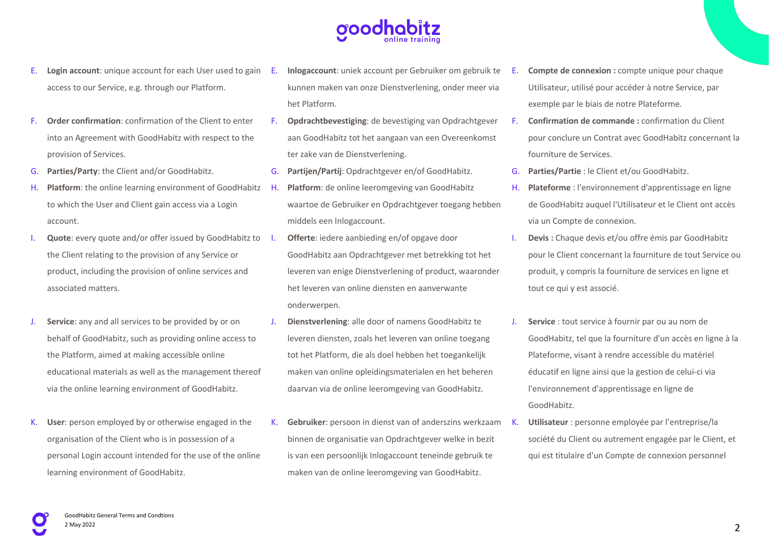E. **Login account**: unique account for each User used to gain access to our Service, e.g. through our Platform.

F. **Order confirmation**: confirmation of the Client to enter into an Agreement with GoodHabitz with respect to the provision of Services.

G. **Parties/Party**: the Client and/or GoodHabitz.

H. **Platform**: the online learning environment of GoodHabitz to which the User and Client gain access via a Login account.

I. **Quote**: every quote and/or offer issued by GoodHabitz to the Client relating to the provision of any Service or product, including the provision of online services and associated matters.

J. **Service**: any and all services to be provided by or on behalf of GoodHabitz, such as providing online access to the Platform, aimed at making accessible online educational materials as well as the management thereof via the online learning environment of GoodHabitz.

K. **User**: person employed by or otherwise engaged in the organisation of the Client who is in possession of a personal Login account intended for the use of the online learning environment of GoodHabitz.

E. **Inlogaccount**: uniek account per Gebruiker om gebruik te kunnen maken van onze Dienstverlening, onder meer via het Platform.

F. **Opdrachtbevestiging**: de bevestiging van Opdrachtgever aan GoodHabitz tot het aangaan van een Overeenkomst ter zake van de Dienstverlening.

G. **Partijen/Partij**: Opdrachtgever en/of GoodHabitz.

H. **Platform**: de online leeromgeving van GoodHabitz waartoe de Gebruiker en Opdrachtgever toegang hebben middels een Inlogaccount.

I. **Offerte**: iedere aanbieding en/of opgave door GoodHabitz aan Opdrachtgever met betrekking tot het leveren van enige Dienstverlening of product, waaronder het leveren van online diensten en aanverwante onderwerpen.

J. **Dienstverlening**: alle door of namens GoodHabitz te leveren diensten, zoals het leveren van online toegang tot het Platform, die als doel hebben het toegankelijk maken van online opleidingsmaterialen en het beheren daarvan via de online leeromgeving van GoodHabitz.

K. **Gebruiker**: persoon in dienst van of anderszins werkzaam binnen de organisatie van Opdrachtgever welke in bezit is van een persoonlijk Inlogaccount teneinde gebruik te maken van de online leeromgeving van GoodHabitz.

E. **Compte de connexion :** compte unique pour chaque Utilisateur, utilisé pour accéder à notre Service, par exemple par le biais de notre Plateforme.

F. **Confirmation de commande :** confirmation du Client pour conclure un Contrat avec GoodHabitz concernant la fourniture de Services.

G. **Parties/Partie** : le Client et/ou GoodHabitz.

H. **Plateforme** : l'environnement d'apprentissage en ligne de GoodHabitz auquel l'Utilisateur et le Client ont accès via un Compte de connexion.

I. **Devis :** Chaque devis et/ou offre émis par GoodHabitz pour le Client concernant la fourniture de tout Service ou produit, y compris la fourniture de services en ligne et tout ce qui y est associé.

J. **Service** : tout service à fournir par ou au nom de GoodHabitz, tel que la fourniture d'un accès en ligne à la Plateforme, visant à rendre accessible du matériel éducatif en ligne ainsi que la gestion de celui-ci via l'environnement d'apprentissage en ligne de GoodHabitz.

K. **Utilisateur** : personne employée par l'entreprise/la société du Client ou autrement engagée par le Client, et qui est titulaire d'un Compte de connexion personnel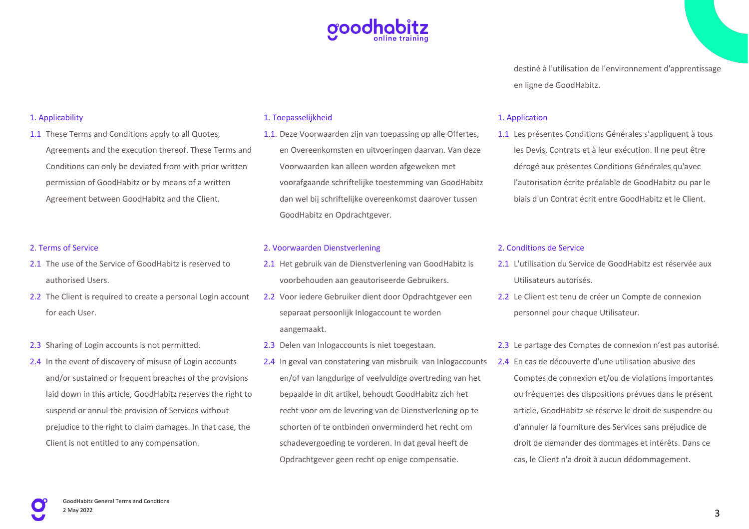destiné à l'utilisation de l'environnement d'apprentissage en ligne de GoodHabitz.

## 1. Applicability

1.1 These Terms and Conditions apply to all Quotes, Agreements and the execution thereof. These Terms and Conditions can only be deviated from with prior written permission of GoodHabitz or by means of a written Agreement between GoodHabitz and the Client.

## 2. Terms of Service

2.1 The use of the Service of GoodHabitz is reserved to authorised Users.

2.2 The Client is required to create a personal Login account for each User.

2.3 Sharing of Login accounts is not permitted.

2.4 In the event of discovery of misuse of Login accounts and/or sustained or frequent breaches of the provisions laid down in this article, GoodHabitz reserves the right to suspend or annul the provision of Services without prejudice to the right to claim damages. In that case, the Client is not entitled to any compensation.

## 1. Toepasselijkheid

1.1. Deze Voorwaarden zijn van toepassing op alle Offertes, en Overeenkomsten en uitvoeringen daarvan. Van deze Voorwaarden kan alleen worden afgeweken met voorafgaande schriftelijke toestemming van GoodHabitz dan wel bij schriftelijke overeenkomst daarover tussen GoodHabitz en Opdrachtgever.

## 2. Voorwaarden Dienstverlening

2.1 Het gebruik van de Dienstverlening van GoodHabitz is voorbehouden aan geautoriseerde Gebruikers.

2.2 Voor iedere Gebruiker dient door Opdrachtgever een separaat persoonlijk Inlogaccount te worden aangemaakt.

2.3 Delen van Inlogaccounts is niet toegestaan.

2.4 In geval van constatering van misbruik van Inlogaccounts en/of van langdurige of veelvuldige overtreding van het bepaalde in dit artikel, behoudt GoodHabitz zich het recht voor om de levering van de Dienstverlening op te schorten of te ontbinden onverminderd het recht om schadevergoeding te vorderen. In dat geval heeft de Opdrachtgever geen recht op enige compensatie.

## 1. Application

1.1 Les présentes Conditions Générales s'appliquent à tous les Devis, Contrats et à leur exécution. Il ne peut être dérogé aux présentes Conditions Générales qu'avec l'autorisation écrite préalable de GoodHabitz ou par le biais d'un Contrat écrit entre GoodHabitz et le Client.

## 2. Conditions de Service

2.1 L'utilisation du Service de GoodHabitz est réservée aux Utilisateurs autorisés.

2.2 Le Client est tenu de créer un Compte de connexion personnel pour chaque Utilisateur.

2.3 Le partage des Comptes de connexion n'est pas autorisé.

2.4 En cas de découverte d'une utilisation abusive des Comptes de connexion et/ou de violations importantes ou fréquentes des dispositions prévues dans le présent article, GoodHabitz se réserve le droit de suspendre ou d'annuler la fourniture des Services sans préjudice de droit de demander des dommages et intérêts. Dans ce cas, le Client n'a droit à aucun dédommagement.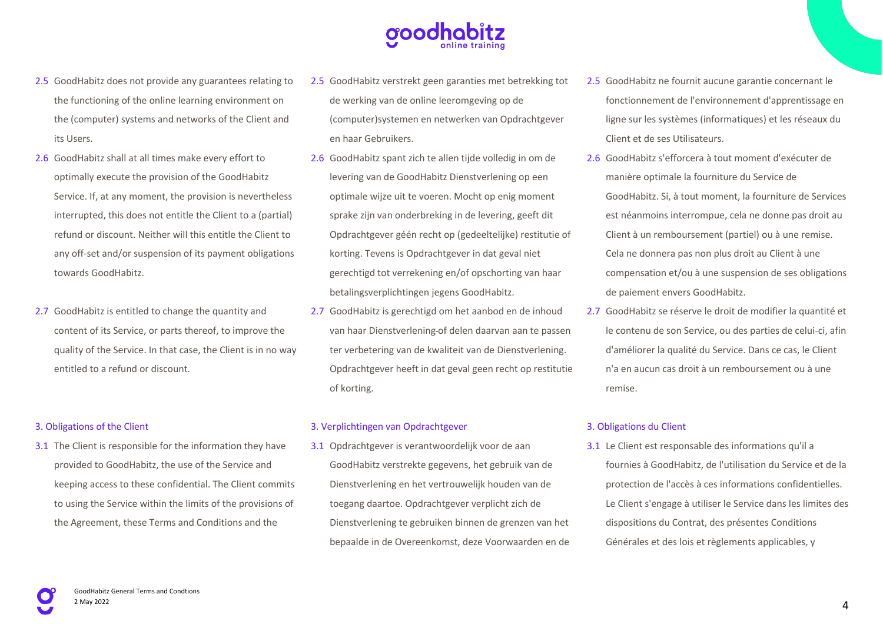2.5 GoodHabitz does not provide any guarantees relating to the functioning of the online learning environment on the (computer) systems and networks of the Client and its Users.

2.6 GoodHabitz shall at all times make every effort to optimally execute the provision of the GoodHabitz Service. If, at any moment, the provision is nevertheless interrupted, this does not entitle the Client to a (partial) refund or discount. Neither will this entitle the Client to any off-set and/or suspension of its payment obligations towards GoodHabitz.

2.7 GoodHabitz is entitled to change the quantity and content of its Service, or parts thereof, to improve the quality of the Service. In that case, the Client is in no way entitled to a refund or discount.

## 3. Obligations of the Client

3.1 The Client is responsible for the information they have provided to GoodHabitz, the use of the Service and keeping access to these confidential. The Client commits to using the Service within the limits of the provisions of the Agreement, these Terms and Conditions and the

2.5 GoodHabitz verstrekt geen garanties met betrekking tot de werking van de online leeromgeving op de (computer)systemen en netwerken van Opdrachtgever en haar Gebruikers.

2.6 GoodHabitz spant zich te allen tijde volledig in om de levering van de GoodHabitz Dienstverlening op een optimale wijze uit te voeren. Mocht op enig moment sprake zijn van onderbreking in de levering, geeft dit Opdrachtgever géén recht op (gedeeltelijke) restitutie of korting. Tevens is Opdrachtgever in dat geval niet gerechtigd tot verrekening en/of opschorting van haar betalingsverplichtingen jegens GoodHabitz.

2.7 GoodHabitz is gerechtigd om het aanbod en de inhoud van haar Dienstverlening of delen daarvan aan te passen ter verbetering van de kwaliteit van de Dienstverlening. Opdrachtgever heeft in dat geval geen recht op restitutie of korting.

## 3. Verplichtingen van Opdrachtgever

3.1 Opdrachtgever is verantwoordelijk voor de aan GoodHabitz verstrekte gegevens, het gebruik van de Dienstverlening en het vertrouwelijk houden van de toegang daartoe. Opdrachtgever verplicht zich de Dienstverlening te gebruiken binnen de grenzen van het bepaalde in de Overeenkomst, deze Voorwaarden en de

2.5 GoodHabitz ne fournit aucune garantie concernant le fonctionnement de l'environnement d'apprentissage en ligne sur les systèmes (informatiques) et les réseaux du Client et de ses Utilisateurs.

2.6 GoodHabitz s'efforcera à tout moment d'exécuter de manière optimale la fourniture du Service de GoodHabitz. Si, à tout moment, la fourniture de Services est néanmoins interrompue, cela ne donne pas droit au Client à un remboursement (partiel) ou à une remise. Cela ne donnera pas non plus droit au Client à une compensation et/ou à une suspension de ses obligations de paiement envers GoodHabitz.

2.7 GoodHabitz se réserve le droit de modifier la quantité et le contenu de son Service, ou des parties de celui-ci, afin d'améliorer la qualité du Service. Dans ce cas, le Client n'a en aucun cas droit à un remboursement ou à une remise.

## 3. Obligations du Client

3.1 Le Client est responsable des informations qu'il a fournies à GoodHabitz, de l'utilisation du Service et de la protection de l'accès à ces informations confidentielles. Le Client s'engage à utiliser le Service dans les limites des dispositions du Contrat, des présentes Conditions Générales et des lois et règlements applicables, y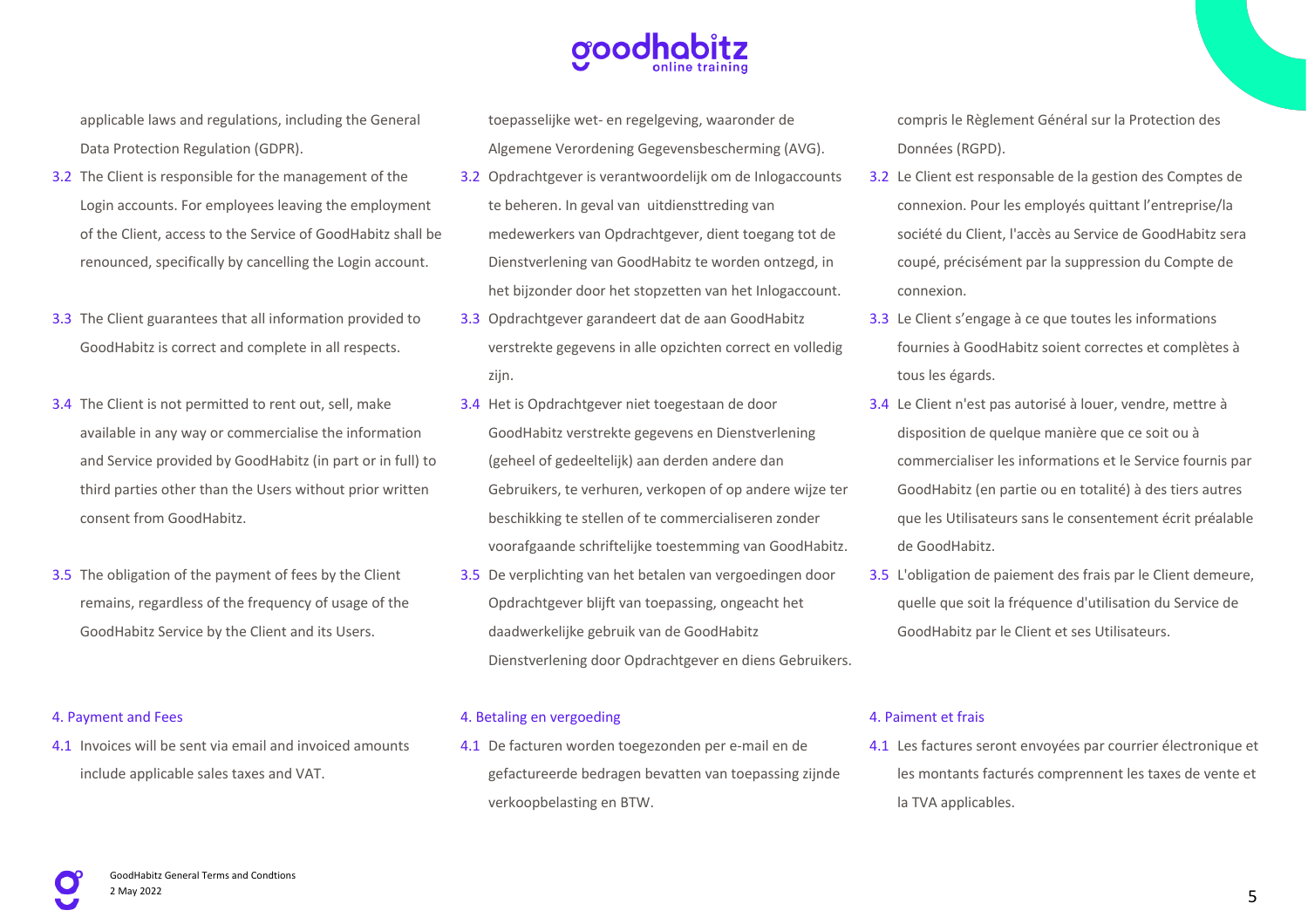applicable laws and regulations, including the General Data Protection Regulation (GDPR).

3.2 The Client is responsible for the management of the Login accounts. For employees leaving the employment of the Client, access to the Service of GoodHabitz shall be renounced, specifically by cancelling the Login account.

3.3 The Client guarantees that all information provided to GoodHabitz is correct and complete in all respects.

3.4 The Client is not permitted to rent out, sell, make available in any way or commercialise the information and Service provided by GoodHabitz (in part or in full) to third parties other than the Users without prior written consent from GoodHabitz.

3.5 The obligation of the payment of fees by the Client remains, regardless of the frequency of usage of the GoodHabitz Service by the Client and its Users.

## 4. Payment and Fees

4.1 Invoices will be sent via email and invoiced amounts include applicable sales taxes and VAT.

toepasselijke wet- en regelgeving, waaronder de Algemene Verordening Gegevensbescherming (AVG).

3.2 Opdrachtgever is verantwoordelijk om de Inlogaccounts te beheren. In geval van uitdiensttreding van medewerkers van Opdrachtgever, dient toegang tot de Dienstverlening van GoodHabitz te worden ontzegd, in het bijzonder door het stopzetten van het Inlogaccount.

3.3 Opdrachtgever garandeert dat de aan GoodHabitz verstrekte gegevens in alle opzichten correct en volledig zijn.

3.4 Het is Opdrachtgever niet toegestaan de door GoodHabitz verstrekte gegevens en Dienstverlening (geheel of gedeeltelijk) aan derden andere dan Gebruikers, te verhuren, verkopen of op andere wijze ter beschikking te stellen of te commercialiseren zonder voorafgaande schriftelijke toestemming van GoodHabitz.

3.5 De verplichting van het betalen van vergoedingen door Opdrachtgever blijft van toepassing, ongeacht het daadwerkelijke gebruik van de GoodHabitz Dienstverlening door Opdrachtgever en diens Gebruikers.

## 4. Betaling en vergoeding

4.1 De facturen worden toegezonden per e-mail en de gefactureerde bedragen bevatten van toepassing zijnde verkoopbelasting en BTW.

compris le Règlement Général sur la Protection des Données (RGPD).

3.2 Le Client est responsable de la gestion des Comptes de connexion. Pour les employés quittant l'entreprise/la société du Client, l'accès au Service de GoodHabitz sera coupé, précisément par la suppression du Compte de connexion.

3.3 Le Client s'engage à ce que toutes les informations fournies à GoodHabitz soient correctes et complètes à tous les égards.

3.4 Le Client n'est pas autorisé à louer, vendre, mettre à disposition de quelque manière que ce soit ou à commercialiser les informations et le Service fournis par GoodHabitz (en partie ou en totalité) à des tiers autres que les Utilisateurs sans le consentement écrit préalable de GoodHabitz.

3.5 L'obligation de paiement des frais par le Client demeure, quelle que soit la fréquence d'utilisation du Service de GoodHabitz par le Client et ses Utilisateurs.

## 4. Paiment et frais

4.1 Les factures seront envoyées par courrier électronique et les montants facturés comprennent les taxes de vente et la TVA applicables.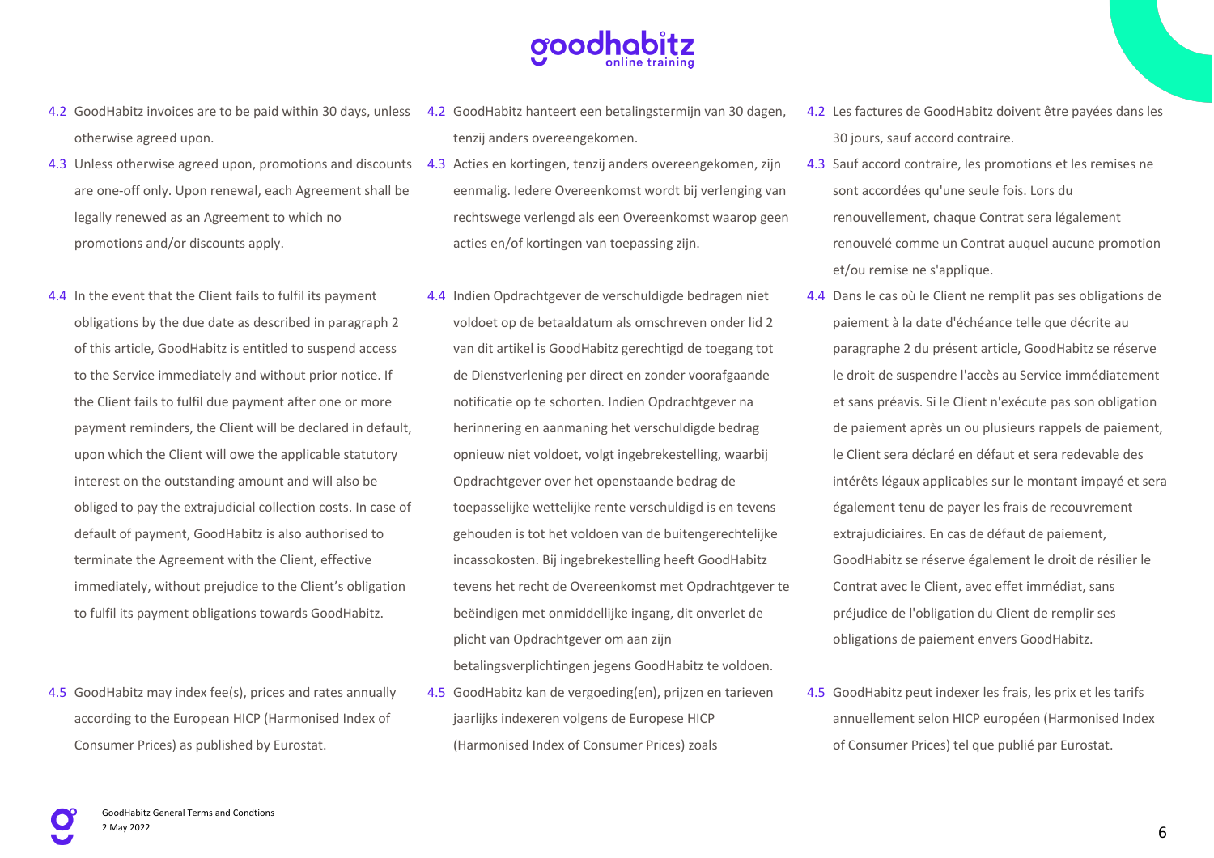4.2 GoodHabitz invoices are to be paid within 30 days, unless otherwise agreed upon.

4.3 Unless otherwise agreed upon, promotions and discounts are one-off only. Upon renewal, each Agreement shall be legally renewed as an Agreement to which no promotions and/or discounts apply.

4.4 In the event that the Client fails to fulfil its payment obligations by the due date as described in paragraph 2 of this article, GoodHabitz is entitled to suspend access to the Service immediately and without prior notice. If the Client fails to fulfil due payment after one or more payment reminders, the Client will be declared in default, upon which the Client will owe the applicable statutory interest on the outstanding amount and will also be obliged to pay the extrajudicial collection costs. In case of default of payment, GoodHabitz is also authorised to terminate the Agreement with the Client, effective immediately, without prejudice to the Client's obligation to fulfil its payment obligations towards GoodHabitz.

4.5 GoodHabitz may index fee(s), prices and rates annually according to the European HICP (Harmonised Index of Consumer Prices) as published by Eurostat.

4.2 GoodHabitz hanteert een betalingstermijn van 30 dagen, tenzij anders overeengekomen.

4.3 Acties en kortingen, tenzij anders overeengekomen, zijn eenmalig. Iedere Overeenkomst wordt bij verlenging van rechtswege verlengd als een Overeenkomst waarop geen acties en/of kortingen van toepassing zijn.

4.4 Indien Opdrachtgever de verschuldigde bedragen niet voldoet op de betaaldatum als omschreven onder lid 2 van dit artikel is GoodHabitz gerechtigd de toegang tot de Dienstverlening per direct en zonder voorafgaande notificatie op te schorten. Indien Opdrachtgever na herinnering en aanmaning het verschuldigde bedrag opnieuw niet voldoet, volgt ingebrekestelling, waarbij Opdrachtgever over het openstaande bedrag de toepasselijke wettelijke rente verschuldigd is en tevens gehouden is tot het voldoen van de buitengerechtelijke incassokosten. Bij ingebrekestelling heeft GoodHabitz tevens het recht de Overeenkomst met Opdrachtgever te beëindigen met onmiddellijke ingang, dit onverlet de plicht van Opdrachtgever om aan zijn betalingsverplichtingen jegens GoodHabitz te voldoen.

4.5 GoodHabitz kan de vergoeding(en), prijzen en tarieven jaarlijks indexeren volgens de Europese HICP (Harmonised Index of Consumer Prices) zoals

4.2 Les factures de GoodHabitz doivent être payées dans les 30 jours, sauf accord contraire.

4.3 Sauf accord contraire, les promotions et les remises ne sont accordées qu'une seule fois. Lors du renouvellement, chaque Contrat sera légalement renouvelé comme un Contrat auquel aucune promotion et/ou remise ne s'applique.

4.4 Dans le cas où le Client ne remplit pas ses obligations de paiement à la date d'échéance telle que décrite au paragraphe 2 du présent article, GoodHabitz se réserve le droit de suspendre l'accès au Service immédiatement et sans préavis. Si le Client n'exécute pas son obligation de paiement après un ou plusieurs rappels de paiement, le Client sera déclaré en défaut et sera redevable des intérêts légaux applicables sur le montant impayé et sera également tenu de payer les frais de recouvrement extrajudiciaires. En cas de défaut de paiement, GoodHabitz se réserve également le droit de résilier le Contrat avec le Client, avec effet immédiat, sans préjudice de l'obligation du Client de remplir ses obligations de paiement envers GoodHabitz.

4.5 GoodHabitz peut indexer les frais, les prix et les tarifs annuellement selon HICP européen (Harmonised Index of Consumer Prices) tel que publié par Eurostat.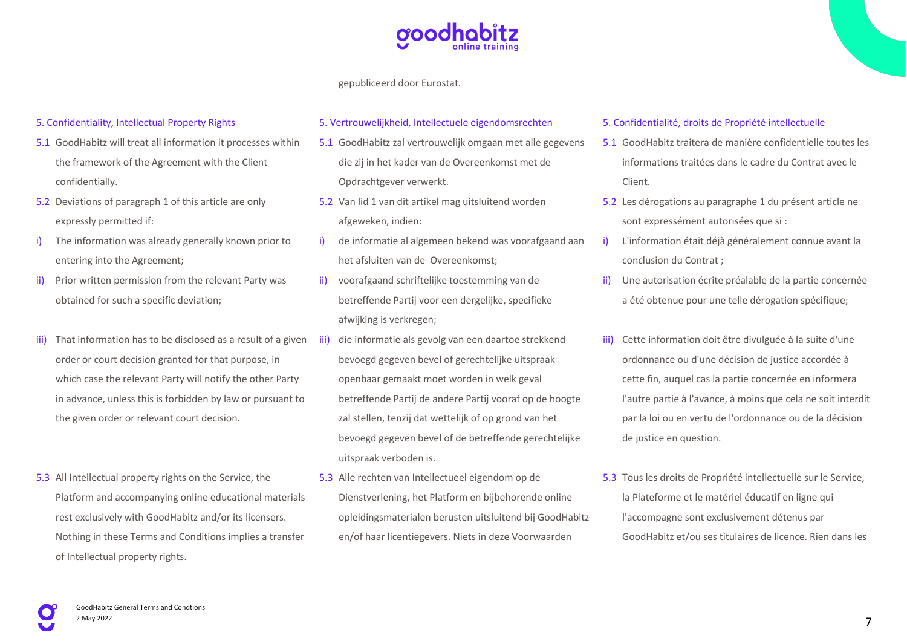gepubliceerd door Eurostat.

## 5. Confidentiality, Intellectual Property Rights

5.1 GoodHabitz will treat all information it processes within the framework of the Agreement with the Client confidentially.

5.2 Deviations of paragraph 1 of this article are only expressly permitted if:

i) The information was already generally known prior to entering into the Agreement;

ii) Prior written permission from the relevant Party was obtained for such a specific deviation;

iii) That information has to be disclosed as a result of a given order or court decision granted for that purpose, in which case the relevant Party will notify the other Party in advance, unless this is forbidden by law or pursuant to the given order or relevant court decision.

5.3 All Intellectual property rights on the Service, the Platform and accompanying online educational materials rest exclusively with GoodHabitz and/or its licensers. Nothing in these Terms and Conditions implies a transfer of Intellectual property rights.

## 5. Vertrouwelijkheid, Intellectuele eigendomsrechten

5.1 GoodHabitz zal vertrouwelijk omgaan met alle gegevens die zij in het kader van de Overeenkomst met de Opdrachtgever verwerkt.

5.2 Van lid 1 van dit artikel mag uitsluitend worden afgeweken, indien:

i) de informatie al algemeen bekend was voorafgaand aan het afsluiten van de Overeenkomst;

ii) voorafgaand schriftelijke toestemming van de betreffende Partij voor een dergelijke, specifieke afwijking is verkregen;

iii) die informatie als gevolg van een daartoe strekkend bevoegd gegeven bevel of gerechtelijke uitspraak openbaar gemaakt moet worden in welk geval betreffende Partij de andere Partij vooraf op de hoogte zal stellen, tenzij dat wettelijk of op grond van het bevoegd gegeven bevel of de betreffende gerechtelijke uitspraak verboden is.

5.3 Alle rechten van Intellectueel eigendom op de Dienstverlening, het Platform en bijbehorende online opleidingsmaterialen berusten uitsluitend bij GoodHabitz en/of haar licentiegevers. Niets in deze Voorwaarden

## 5. Confidentialité, droits de Propriété intellectuelle

5.1 GoodHabitz traitera de manière confidentielle toutes les informations traitées dans le cadre du Contrat avec le Client.

5.2 Les dérogations au paragraphe 1 du présent article ne sont expressément autorisées que si :

i) L'information était déjà généralement connue avant la conclusion du Contrat ;

ii) Une autorisation écrite préalable de la partie concernée a été obtenue pour une telle dérogation spécifique;

iii) Cette information doit être divulguée à la suite d'une ordonnance ou d'une décision de justice accordée à cette fin, auquel cas la partie concernée en informera l'autre partie à l'avance, à moins que cela ne soit interdit par la loi ou en vertu de l'ordonnance ou de la décision de justice en question.

5.3 Tous les droits de Propriété intellectuelle sur le Service, la Plateforme et le matériel éducatif en ligne qui l'accompagne sont exclusivement détenus par GoodHabitz et/ou ses titulaires de licence. Rien dans les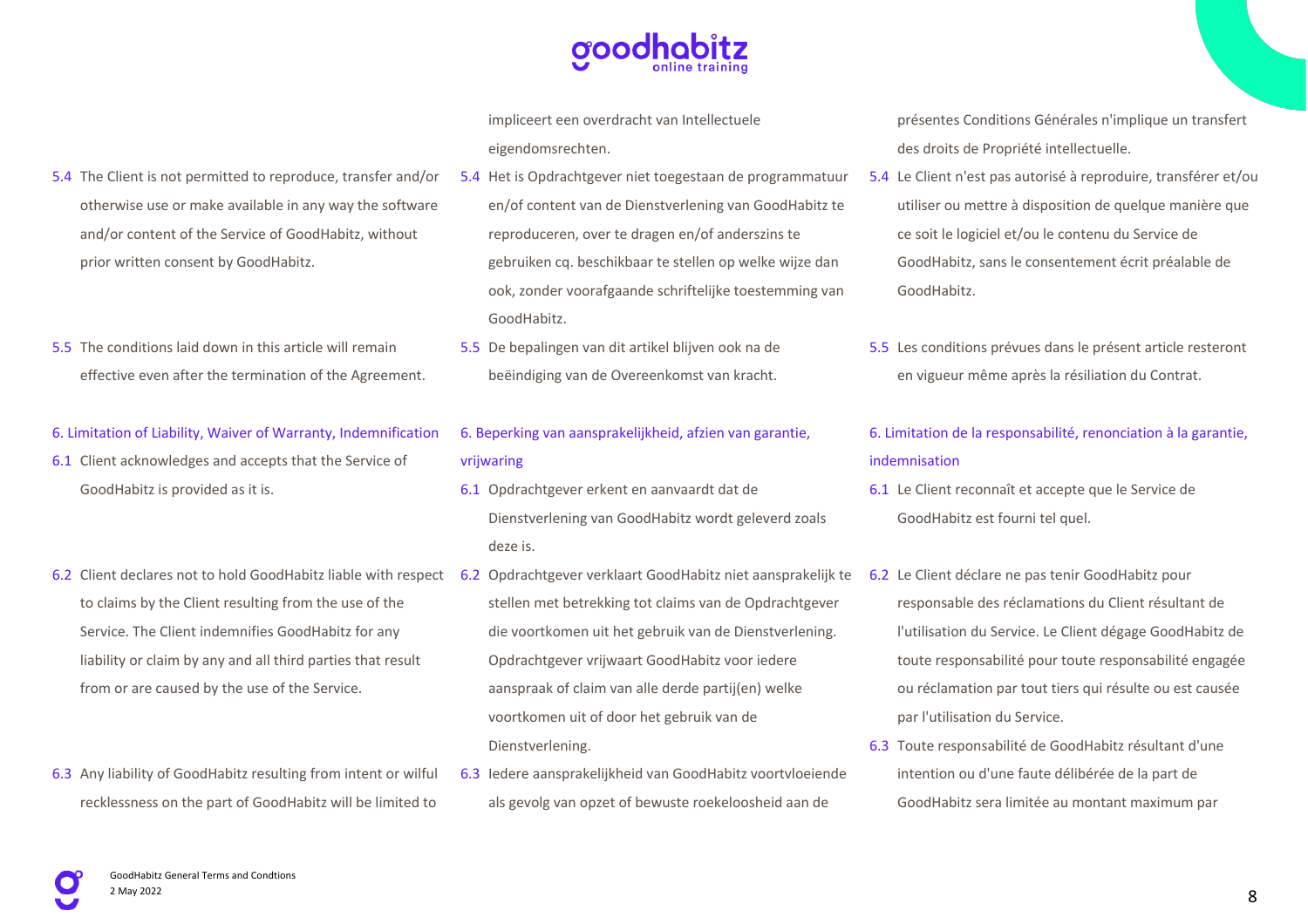impliceert een overdracht van Intellectuele eigendomsrechten.

présentes Conditions Générales n'implique un transfert des droits de Propriété intellectuelle.

5.4 The Client is not permitted to reproduce, transfer and/or otherwise use or make available in any way the software and/or content of the Service of GoodHabitz, without prior written consent by GoodHabitz.

5.4 Het is Opdrachtgever niet toegestaan de programmatuur en/of content van de Dienstverlening van GoodHabitz te reproduceren, over te dragen en/of anderszins te gebruiken cq. beschikbaar te stellen op welke wijze dan ook, zonder voorafgaande schriftelijke toestemming van GoodHabitz.

5.4 Le Client n'est pas autorisé à reproduire, transférer et/ou utiliser ou mettre à disposition de quelque manière que ce soit le logiciel et/ou le contenu du Service de GoodHabitz, sans le consentement écrit préalable de GoodHabitz.

5.5 The conditions laid down in this article will remain effective even after the termination of the Agreement.

5.5 De bepalingen van dit artikel blijven ook na de beëindiging van de Overeenkomst van kracht.

5.5 Les conditions prévues dans le présent article resteront en vigueur même après la résiliation du Contrat.

## 6. Limitation of Liability, Waiver of Warranty, Indemnification

6.1 Client acknowledges and accepts that the Service of GoodHabitz is provided as it is.

6.2 Client declares not to hold GoodHabitz liable with respect to claims by the Client resulting from the use of the Service. The Client indemnifies GoodHabitz for any liability or claim by any and all third parties that result from or are caused by the use of the Service.

6.3 Any liability of GoodHabitz resulting from intent or wilful recklessness on the part of GoodHabitz will be limited to

## 6. Beperking van aansprakelijkheid, afzien van garantie, vrijwaring

6.1 Opdrachtgever erkent en aanvaardt dat de Dienstverlening van GoodHabitz wordt geleverd zoals deze is.

6.2 Opdrachtgever verklaart GoodHabitz niet aansprakelijk te stellen met betrekking tot claims van de Opdrachtgever die voortkomen uit het gebruik van de Dienstverlening. Opdrachtgever vrijwaart GoodHabitz voor iedere aanspraak of claim van alle derde partij(en) welke voortkomen uit of door het gebruik van de Dienstverlening.

6.3 Iedere aansprakelijkheid van GoodHabitz voortvloeiende als gevolg van opzet of bewuste roekeloosheid aan de

## 6. Limitation de la responsabilité, renonciation à la garantie, indemnisation

6.1 Le Client reconnaît et accepte que le Service de GoodHabitz est fourni tel quel.

6.2 Le Client déclare ne pas tenir GoodHabitz pour responsable des réclamations du Client résultant de l'utilisation du Service. Le Client dégage GoodHabitz de toute responsabilité pour toute responsabilité engagée ou réclamation par tout tiers qui résulte ou est causée par l'utilisation du Service.

6.3 Toute responsabilité de GoodHabitz résultant d'une intention ou d'une faute délibérée de la part de GoodHabitz sera limitée au montant maximum par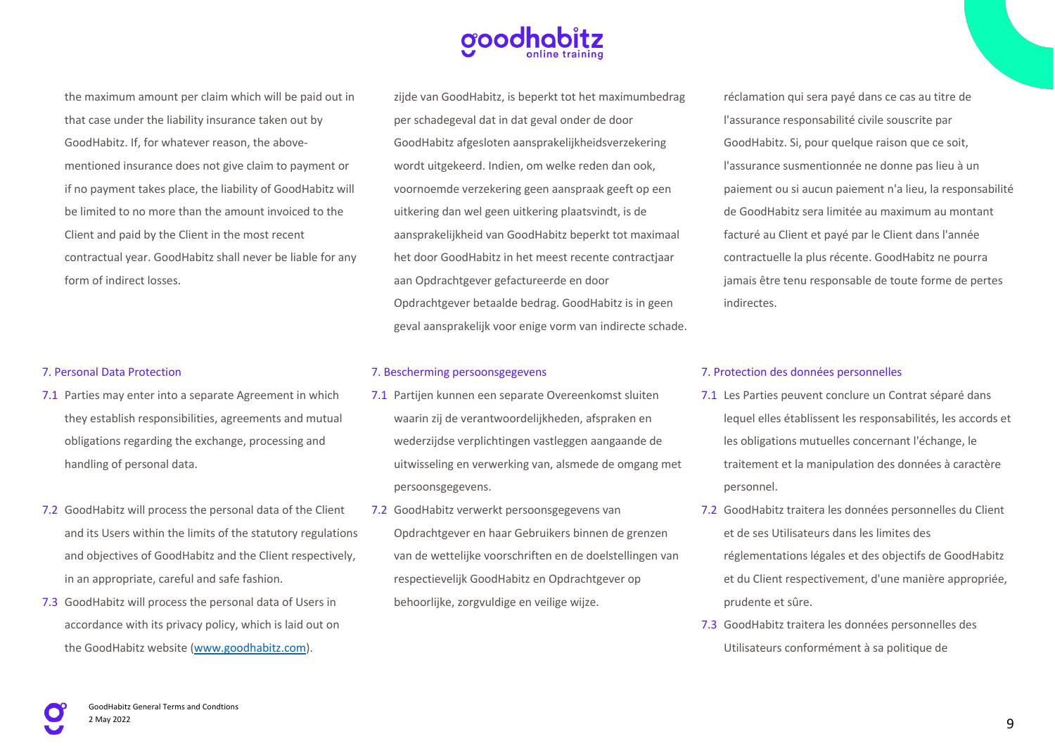the maximum amount per claim which will be paid out in that case under the liability insurance taken out by GoodHabitz. If, for whatever reason, the above-mentioned insurance does not give claim to payment or if no payment takes place, the liability of GoodHabitz will be limited to no more than the amount invoiced to the Client and paid by the Client in the most recent contractual year. GoodHabitz shall never be liable for any form of indirect losses.

## 7. Personal Data Protection

7.1 Parties may enter into a separate Agreement in which they establish responsibilities, agreements and mutual obligations regarding the exchange, processing and handling of personal data.

7.2 GoodHabitz will process the personal data of the Client and its Users within the limits of the statutory regulations and objectives of GoodHabitz and the Client respectively, in an appropriate, careful and safe fashion.

7.3 GoodHabitz will process the personal data of Users in accordance with its privacy policy, which is laid out on the GoodHabitz website (www.goodhabitz.com).

zijde van GoodHabitz, is beperkt tot het maximumbedrag per schadegeval dat in dat geval onder de door GoodHabitz afgesloten aansprakelijkheidsverzekering wordt uitgekeerd. Indien, om welke reden dan ook, voornoemde verzekering geen aanspraak geeft op een uitkering dan wel geen uitkering plaatsvindt, is de aansprakelijkheid van GoodHabitz beperkt tot maximaal het door GoodHabitz in het meest recente contractjaar aan Opdrachtgever gefactureerde en door Opdrachtgever betaalde bedrag. GoodHabitz is in geen geval aansprakelijk voor enige vorm van indirecte schade.

## 7. Bescherming persoonsgegevens

7.1 Partijen kunnen een separate Overeenkomst sluiten waarin zij de verantwoordelijkheden, afspraken en wederzijdse verplichtingen vastleggen aangaande de uitwisseling en verwerking van, alsmede de omgang met persoonsgegevens.

7.2 GoodHabitz verwerkt persoonsgegevens van Opdrachtgever en haar Gebruikers binnen de grenzen van de wettelijke voorschriften en de doelstellingen van respectievelijk GoodHabitz en Opdrachtgever op behoorlijke, zorgvuldige en veilige wijze.

réclamation qui sera payé dans ce cas au titre de l'assurance responsabilité civile souscrite par GoodHabitz. Si, pour quelque raison que ce soit, l'assurance susmentionnée ne donne pas lieu à un paiement ou si aucun paiement n'a lieu, la responsabilité de GoodHabitz sera limitée au maximum au montant facturé au Client et payé par le Client dans l'année contractuelle la plus récente. GoodHabitz ne pourra jamais être tenu responsable de toute forme de pertes indirectes.

## 7. Protection des données personnelles

7.1 Les Parties peuvent conclure un Contrat séparé dans lequel elles établissent les responsabilités, les accords et les obligations mutuelles concernant l'échange, le traitement et la manipulation des données à caractère personnel.

7.2 GoodHabitz traitera les données personnelles du Client et de ses Utilisateurs dans les limites des réglementations légales et des objectifs de GoodHabitz et du Client respectivement, d'une manière appropriée, prudente et sûre.

7.3 GoodHabitz traitera les données personnelles des Utilisateurs conformément à sa politique de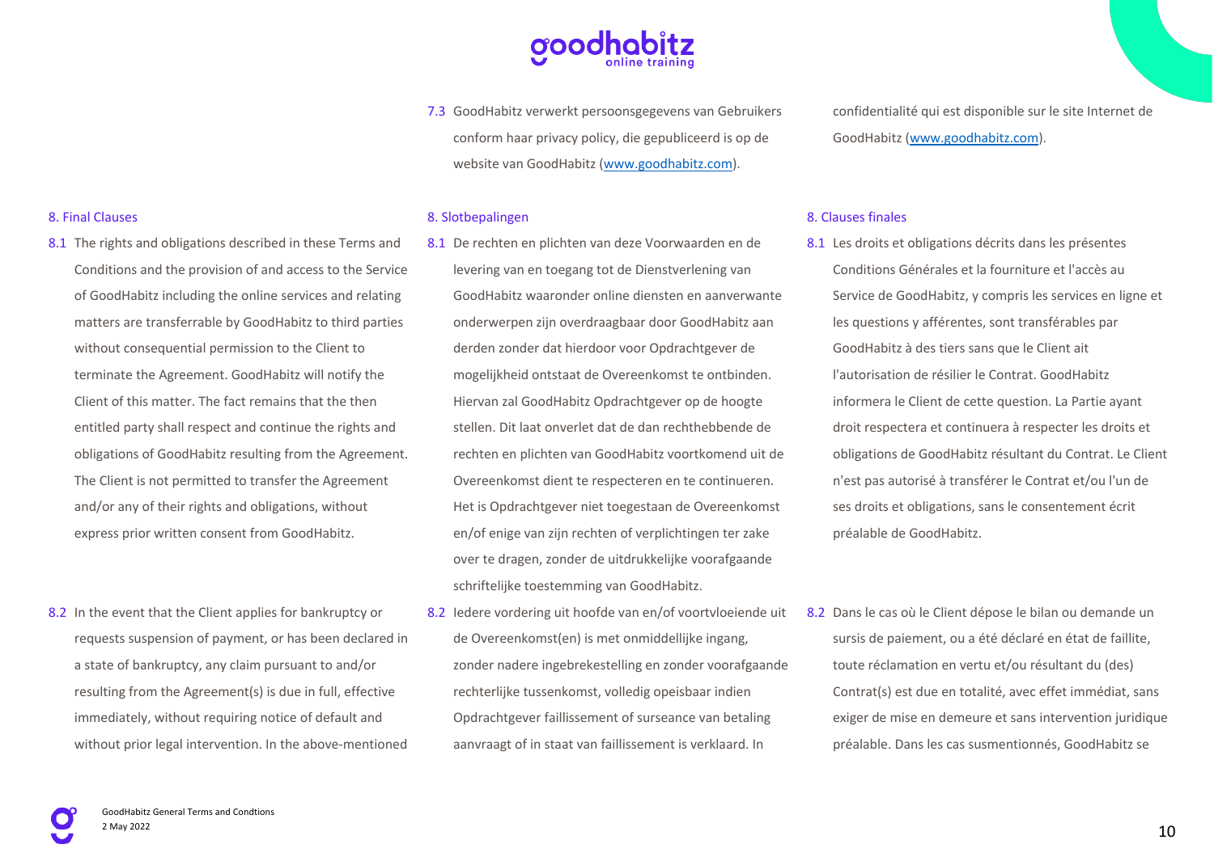7.3 GoodHabitz verwerkt persoonsgegevens van Gebruikers conform haar privacy policy, die gepubliceerd is op de website van GoodHabitz (www.goodhabitz.com).

confidentialité qui est disponible sur le site Internet de GoodHabitz (www.goodhabitz.com).

## 8. Final Clauses

8.1 The rights and obligations described in these Terms and Conditions and the provision of and access to the Service of GoodHabitz including the online services and relating matters are transferrable by GoodHabitz to third parties without consequential permission to the Client to terminate the Agreement. GoodHabitz will notify the Client of this matter. The fact remains that the then entitled party shall respect and continue the rights and obligations of GoodHabitz resulting from the Agreement. The Client is not permitted to transfer the Agreement and/or any of their rights and obligations, without express prior written consent from GoodHabitz.

8.2 In the event that the Client applies for bankruptcy or requests suspension of payment, or has been declared in a state of bankruptcy, any claim pursuant to and/or resulting from the Agreement(s) is due in full, effective immediately, without requiring notice of default and without prior legal intervention. In the above-mentioned

## 8. Slotbepalingen

8.1 De rechten en plichten van deze Voorwaarden en de levering van en toegang tot de Dienstverlening van GoodHabitz waaronder online diensten en aanverwante onderwerpen zijn overdraagbaar door GoodHabitz aan derden zonder dat hierdoor voor Opdrachtgever de mogelijkheid ontstaat de Overeenkomst te ontbinden. Hiervan zal GoodHabitz Opdrachtgever op de hoogte stellen. Dit laat onverlet dat de dan rechthebbende de rechten en plichten van GoodHabitz voortkomend uit de Overeenkomst dient te respecteren en te continueren. Het is Opdrachtgever niet toegestaan de Overeenkomst en/of enige van zijn rechten of verplichtingen ter zake over te dragen, zonder de uitdrukkelijke voorafgaande schriftelijke toestemming van GoodHabitz.

8.2 Iedere vordering uit hoofde van en/of voortvloeiende uit de Overeenkomst(en) is met onmiddellijke ingang, zonder nadere ingebrekestelling en zonder voorafgaande rechterlijke tussenkomst, volledig opeisbaar indien Opdrachtgever faillissement of surseance van betaling aanvraagt of in staat van faillissement is verklaard. In

## 8. Clauses finales

8.1 Les droits et obligations décrits dans les présentes Conditions Générales et la fourniture et l'accès au Service de GoodHabitz, y compris les services en ligne et les questions y afférentes, sont transférables par GoodHabitz à des tiers sans que le Client ait l'autorisation de résilier le Contrat. GoodHabitz informera le Client de cette question. La Partie ayant droit respectera et continuera à respecter les droits et obligations de GoodHabitz résultant du Contrat. Le Client n'est pas autorisé à transférer le Contrat et/ou l'un de ses droits et obligations, sans le consentement écrit préalable de GoodHabitz.

8.2 Dans le cas où le Client dépose le bilan ou demande un sursis de paiement, ou a été déclaré en état de faillite, toute réclamation en vertu et/ou résultant du (des) Contrat(s) est due en totalité, avec effet immédiat, sans exiger de mise en demeure et sans intervention juridique préalable. Dans les cas susmentionnés, GoodHabitz se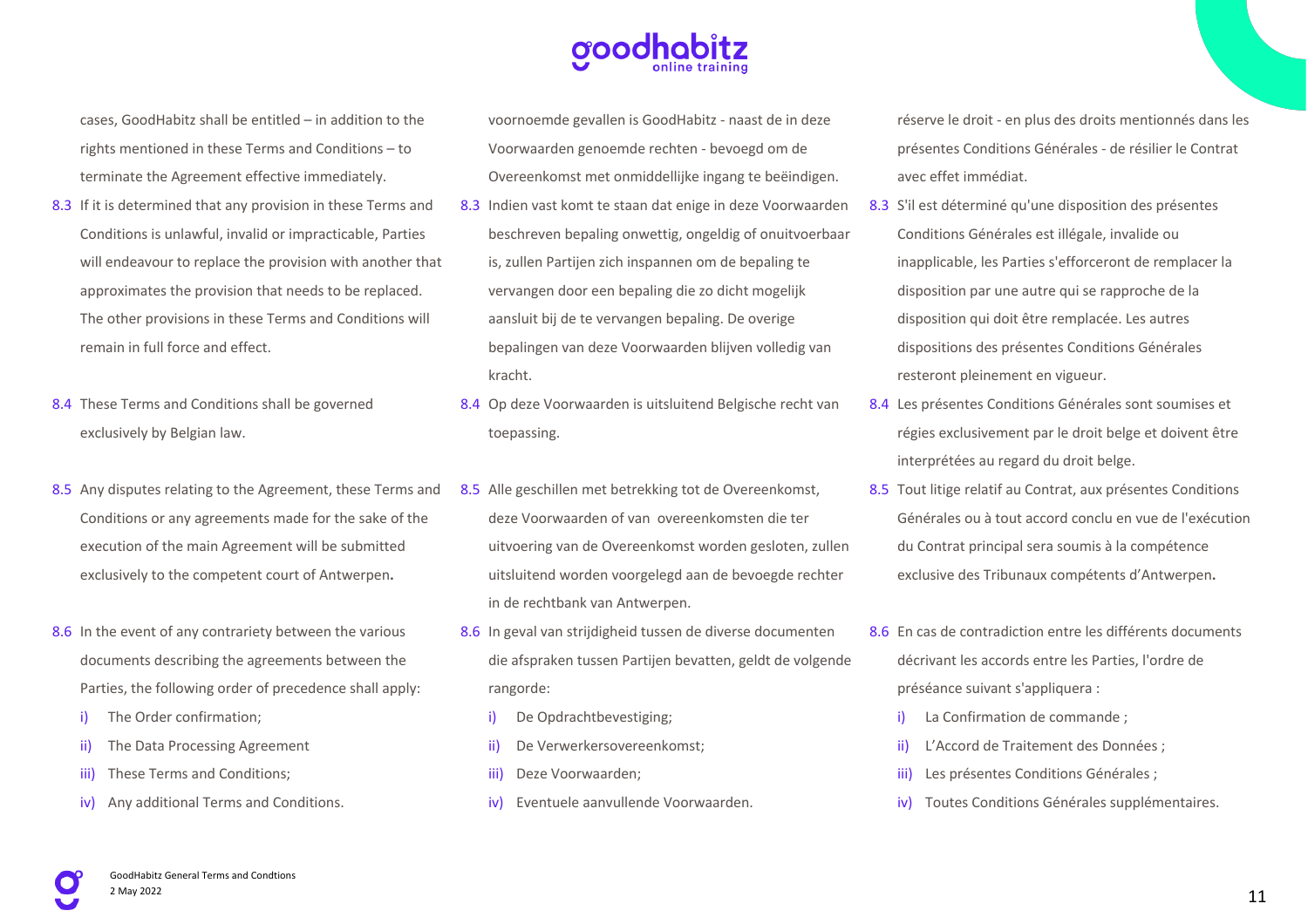cases, GoodHabitz shall be entitled – in addition to the rights mentioned in these Terms and Conditions – to terminate the Agreement effective immediately.

8.3 If it is determined that any provision in these Terms and Conditions is unlawful, invalid or impracticable, Parties will endeavour to replace the provision with another that approximates the provision that needs to be replaced. The other provisions in these Terms and Conditions will remain in full force and effect.

8.4 These Terms and Conditions shall be governed exclusively by Belgian law.

8.5 Any disputes relating to the Agreement, these Terms and Conditions or any agreements made for the sake of the execution of the main Agreement will be submitted exclusively to the competent court of Antwerpen**.**

8.6 In the event of any contrariety between the various documents describing the agreements between the Parties, the following order of precedence shall apply:

i) The Order confirmation;
ii) The Data Processing Agreement
iii) These Terms and Conditions;
iv) Any additional Terms and Conditions.

voornoemde gevallen is GoodHabitz - naast de in deze Voorwaarden genoemde rechten - bevoegd om de Overeenkomst met onmiddellijke ingang te beëindigen.

8.3 Indien vast komt te staan dat enige in deze Voorwaarden beschreven bepaling onwettig, ongeldig of onuitvoerbaar is, zullen Partijen zich inspannen om de bepaling te vervangen door een bepaling die zo dicht mogelijk aansluit bij de te vervangen bepaling. De overige bepalingen van deze Voorwaarden blijven volledig van kracht.

8.4 Op deze Voorwaarden is uitsluitend Belgische recht van toepassing.

8.5 Alle geschillen met betrekking tot de Overeenkomst, deze Voorwaarden of van overeenkomsten die ter uitvoering van de Overeenkomst worden gesloten, zullen uitsluitend worden voorgelegd aan de bevoegde rechter in de rechtbank van Antwerpen.

8.6 In geval van strijdigheid tussen de diverse documenten die afspraken tussen Partijen bevatten, geldt de volgende rangorde:

i) De Opdrachtbevestiging;
ii) De Verwerkersovereenkomst;
iii) Deze Voorwaarden;
iv) Eventuele aanvullende Voorwaarden.

réserve le droit - en plus des droits mentionnés dans les présentes Conditions Générales - de résilier le Contrat avec effet immédiat.

8.3 S'il est déterminé qu'une disposition des présentes Conditions Générales est illégale, invalide ou inapplicable, les Parties s'efforceront de remplacer la disposition par une autre qui se rapproche de la disposition qui doit être remplacée. Les autres dispositions des présentes Conditions Générales resteront pleinement en vigueur.

8.4 Les présentes Conditions Générales sont soumises et régies exclusivement par le droit belge et doivent être interprétées au regard du droit belge.

8.5 Tout litige relatif au Contrat, aux présentes Conditions Générales ou à tout accord conclu en vue de l'exécution du Contrat principal sera soumis à la compétence exclusive des Tribunaux compétents d'Antwerpen**.**

8.6 En cas de contradiction entre les différents documents décrivant les accords entre les Parties, l'ordre de préséance suivant s'appliquera :

i) La Confirmation de commande ;
ii) L'Accord de Traitement des Données ;
iii) Les présentes Conditions Générales ;
iv) Toutes Conditions Générales supplémentaires.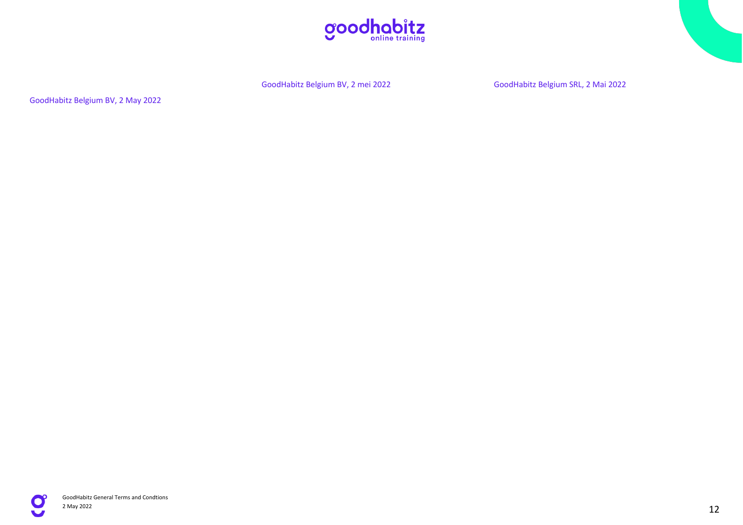GoodHabitz Belgium BV, 2 mei 2022

GoodHabitz Belgium SRL, 2 Mai 2022

GoodHabitz Belgium BV, 2 May 2022